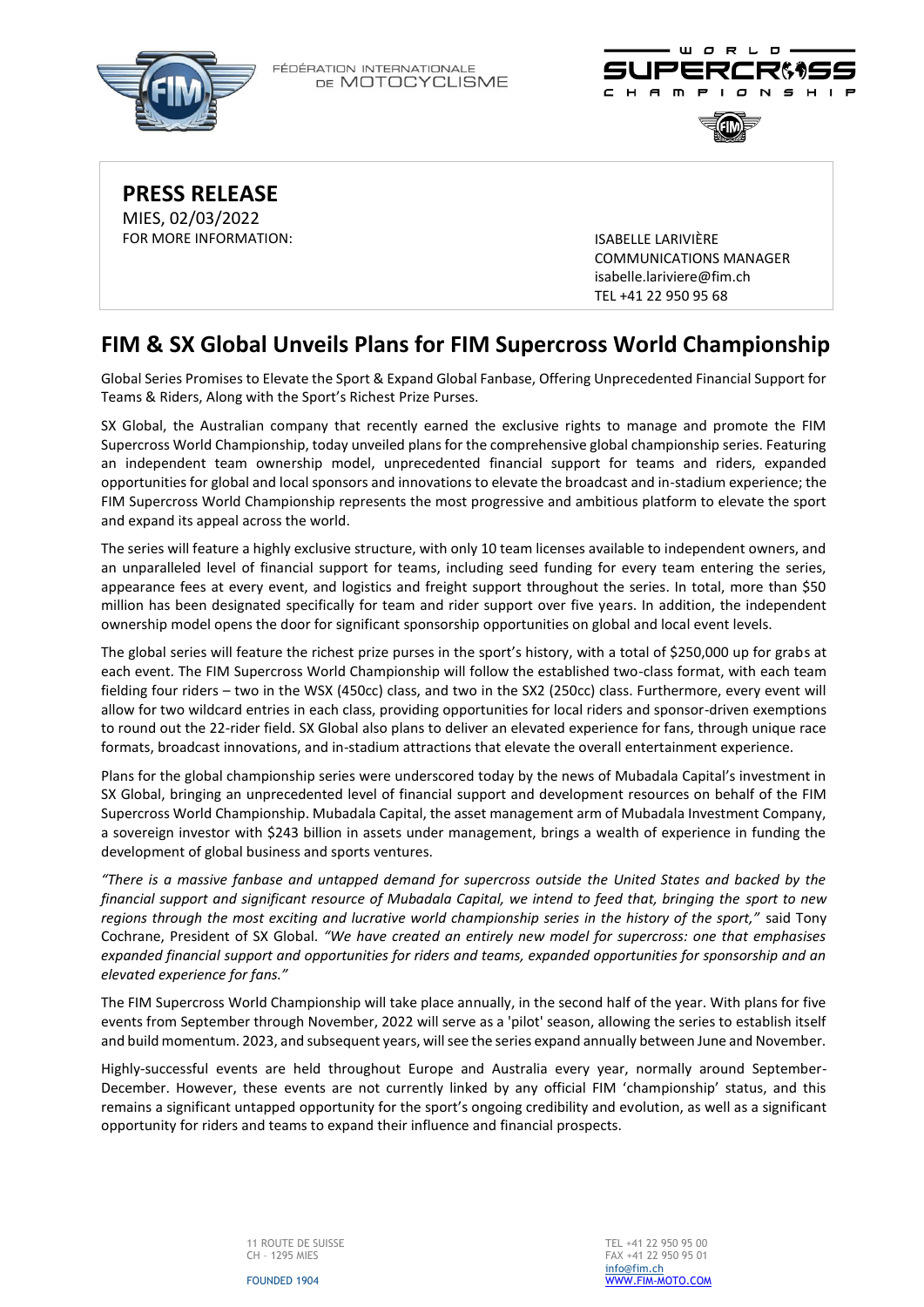FÉDÉRATION INTERNATIONALE DE MOTOCYCLISME

WORLD SUPERCROSS CHAMPIONSHIP

**PRESS RELEASE**
MIES, 02/03/2022
FOR MORE INFORMATION:

ISABELLE LARIVIÈRE
COMMUNICATIONS MANAGER
isabelle.lariviere@fim.ch
TEL +41 22 950 95 68

# FIM & SX Global Unveils Plans for FIM Supercross World Championship

Global Series Promises to Elevate the Sport & Expand Global Fanbase, Offering Unprecedented Financial Support for Teams & Riders, Along with the Sport's Richest Prize Purses.

SX Global, the Australian company that recently earned the exclusive rights to manage and promote the FIM Supercross World Championship, today unveiled plans for the comprehensive global championship series. Featuring an independent team ownership model, unprecedented financial support for teams and riders, expanded opportunities for global and local sponsors and innovations to elevate the broadcast and in-stadium experience; the FIM Supercross World Championship represents the most progressive and ambitious platform to elevate the sport and expand its appeal across the world.

The series will feature a highly exclusive structure, with only 10 team licenses available to independent owners, and an unparalleled level of financial support for teams, including seed funding for every team entering the series, appearance fees at every event, and logistics and freight support throughout the series. In total, more than $50 million has been designated specifically for team and rider support over five years. In addition, the independent ownership model opens the door for significant sponsorship opportunities on global and local event levels.

The global series will feature the richest prize purses in the sport's history, with a total of $250,000 up for grabs at each event. The FIM Supercross World Championship will follow the established two-class format, with each team fielding four riders – two in the WSX (450cc) class, and two in the SX2 (250cc) class. Furthermore, every event will allow for two wildcard entries in each class, providing opportunities for local riders and sponsor-driven exemptions to round out the 22-rider field. SX Global also plans to deliver an elevated experience for fans, through unique race formats, broadcast innovations, and in-stadium attractions that elevate the overall entertainment experience.

Plans for the global championship series were underscored today by the news of Mubadala Capital's investment in SX Global, bringing an unprecedented level of financial support and development resources on behalf of the FIM Supercross World Championship. Mubadala Capital, the asset management arm of Mubadala Investment Company, a sovereign investor with $243 billion in assets under management, brings a wealth of experience in funding the development of global business and sports ventures.

*"There is a massive fanbase and untapped demand for supercross outside the United States and backed by the financial support and significant resource of Mubadala Capital, we intend to feed that, bringing the sport to new regions through the most exciting and lucrative world championship series in the history of the sport,"* said Tony Cochrane, President of SX Global. *"We have created an entirely new model for supercross: one that emphasises expanded financial support and opportunities for riders and teams, expanded opportunities for sponsorship and an elevated experience for fans."*

The FIM Supercross World Championship will take place annually, in the second half of the year. With plans for five events from September through November, 2022 will serve as a 'pilot' season, allowing the series to establish itself and build momentum. 2023, and subsequent years, will see the series expand annually between June and November.

Highly-successful events are held throughout Europe and Australia every year, normally around September-December. However, these events are not currently linked by any official FIM 'championship' status, and this remains a significant untapped opportunity for the sport's ongoing credibility and evolution, as well as a significant opportunity for riders and teams to expand their influence and financial prospects.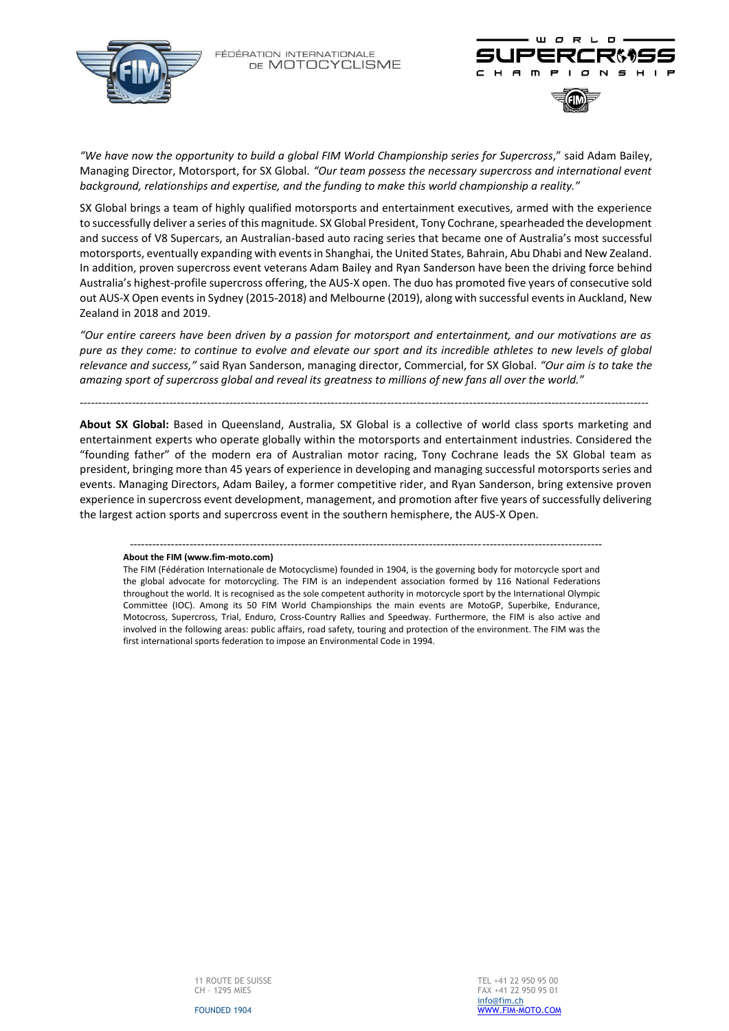*"We have now the opportunity to build a global FIM World Championship series for Supercross*," said Adam Bailey, Managing Director, Motorsport, for SX Global. *"Our team possess the necessary supercross and international event background, relationships and expertise, and the funding to make this world championship a reality."*

SX Global brings a team of highly qualified motorsports and entertainment executives, armed with the experience to successfully deliver a series of this magnitude. SX Global President, Tony Cochrane, spearheaded the development and success of V8 Supercars, an Australian-based auto racing series that became one of Australia's most successful motorsports, eventually expanding with events in Shanghai, the United States, Bahrain, Abu Dhabi and New Zealand. In addition, proven supercross event veterans Adam Bailey and Ryan Sanderson have been the driving force behind Australia's highest-profile supercross offering, the AUS-X open. The duo has promoted five years of consecutive sold out AUS-X Open events in Sydney (2015-2018) and Melbourne (2019), along with successful events in Auckland, New Zealand in 2018 and 2019.

*"Our entire careers have been driven by a passion for motorsport and entertainment, and our motivations are as pure as they come: to continue to evolve and elevate our sport and its incredible athletes to new levels of global relevance and success,"* said Ryan Sanderson, managing director, Commercial, for SX Global. *"Our aim is to take the amazing sport of supercross global and reveal its greatness to millions of new fans all over the world."*

---

**About SX Global:** Based in Queensland, Australia, SX Global is a collective of world class sports marketing and entertainment experts who operate globally within the motorsports and entertainment industries. Considered the "founding father" of the modern era of Australian motor racing, Tony Cochrane leads the SX Global team as president, bringing more than 45 years of experience in developing and managing successful motorsports series and events. Managing Directors, Adam Bailey, a former competitive rider, and Ryan Sanderson, bring extensive proven experience in supercross event development, management, and promotion after five years of successfully delivering the largest action sports and supercross event in the southern hemisphere, the AUS-X Open.

---

**About the FIM (www.fim-moto.com)**

The FIM (Fédération Internationale de Motocyclisme) founded in 1904, is the governing body for motorcycle sport and the global advocate for motorcycling. The FIM is an independent association formed by 116 National Federations throughout the world. It is recognised as the sole competent authority in motorcycle sport by the International Olympic Committee (IOC). Among its 50 FIM World Championships the main events are MotoGP, Superbike, Endurance, Motocross, Supercross, Trial, Enduro, Cross-Country Rallies and Speedway. Furthermore, the FIM is also active and involved in the following areas: public affairs, road safety, touring and protection of the environment. The FIM was the first international sports federation to impose an Environmental Code in 1994.